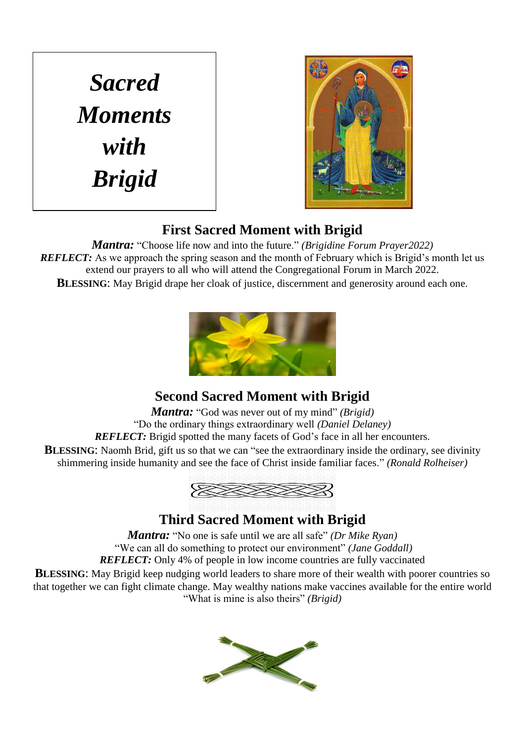# *Sacred Moments with Brigid*

## First Sacred Moment with Brigid

***Mantra:*** "Choose life now and into the future." *(Brigidine Forum Prayer2022)*

***REFLECT:*** As we approach the spring season and the month of February which is Brigid's month let us extend our prayers to all who will attend the Congregational Forum in March 2022.

**BLESSING**: May Brigid drape her cloak of justice, discernment and generosity around each one.

## Second Sacred Moment with Brigid

***Mantra:*** "God was never out of my mind" *(Brigid)*

"Do the ordinary things extraordinary well *(Daniel Delaney)*

***REFLECT:*** Brigid spotted the many facets of God's face in all her encounters.

**BLESSING**: Naomh Brid, gift us so that we can "see the extraordinary inside the ordinary, see divinity shimmering inside humanity and see the face of Christ inside familiar faces." *(Ronald Rolheiser)*

## Third Sacred Moment with Brigid

***Mantra:*** "No one is safe until we are all safe" *(Dr Mike Ryan)*

"We can all do something to protect our environment" *(Jane Goddall)*

***REFLECT:*** Only 4% of people in low income countries are fully vaccinated

**BLESSING**: May Brigid keep nudging world leaders to share more of their wealth with poorer countries so that together we can fight climate change. May wealthy nations make vaccines available for the entire world "What is mine is also theirs" *(Brigid)*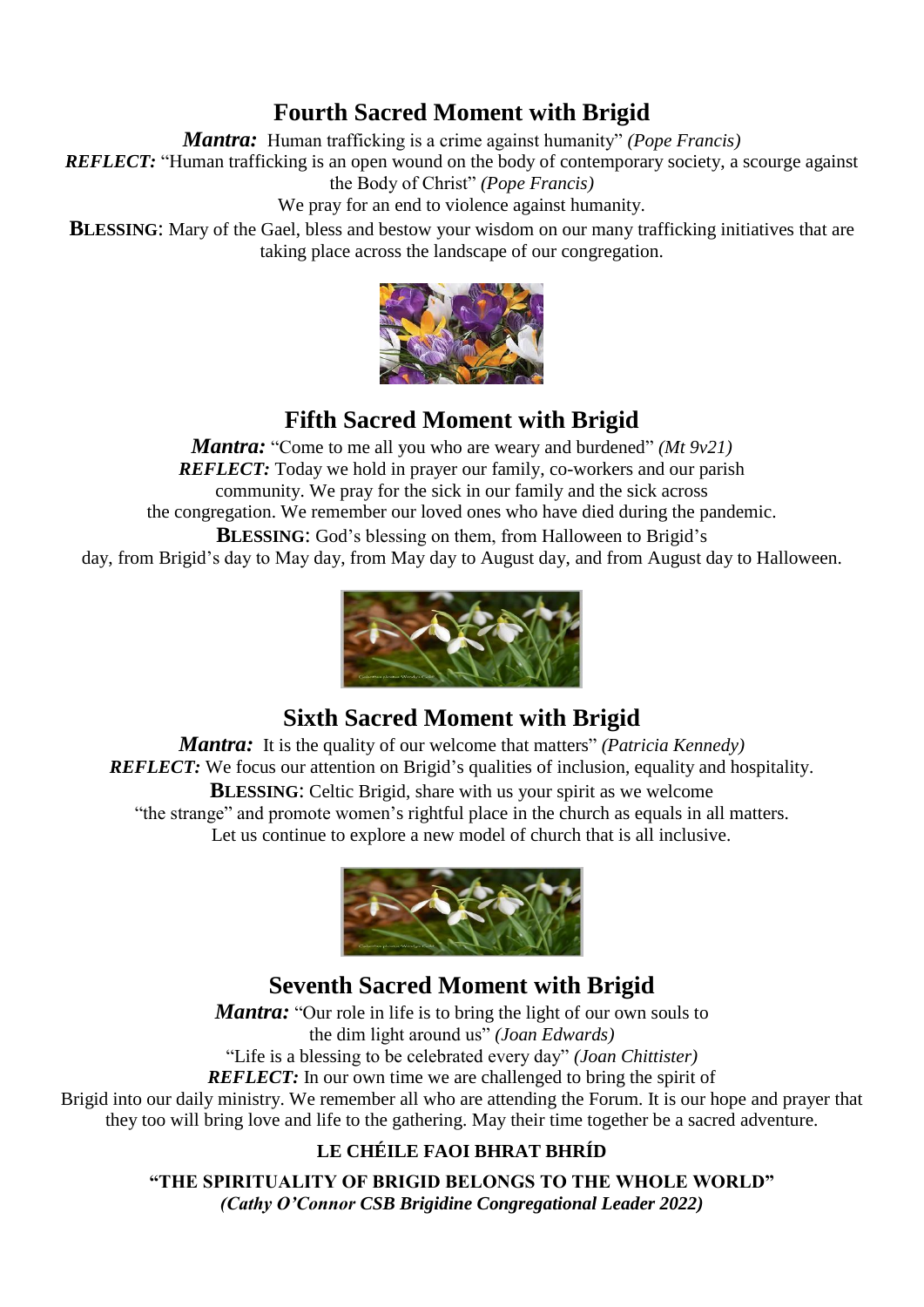## Fourth Sacred Moment with Brigid

***Mantra:*** Human trafficking is a crime against humanity" *(Pope Francis)*

***REFLECT:*** "Human trafficking is an open wound on the body of contemporary society, a scourge against the Body of Christ" *(Pope Francis)*

We pray for an end to violence against humanity.

**BLESSING**: Mary of the Gael, bless and bestow your wisdom on our many trafficking initiatives that are taking place across the landscape of our congregation.

## Fifth Sacred Moment with Brigid

***Mantra:*** "Come to me all you who are weary and burdened" *(Mt 9v21)*

***REFLECT:*** Today we hold in prayer our family, co-workers and our parish community. We pray for the sick in our family and the sick across the congregation. We remember our loved ones who have died during the pandemic.

**BLESSING**: God's blessing on them, from Halloween to Brigid's day, from Brigid's day to May day, from May day to August day, and from August day to Halloween.

## Sixth Sacred Moment with Brigid

***Mantra:*** It is the quality of our welcome that matters" *(Patricia Kennedy)*

***REFLECT:*** We focus our attention on Brigid's qualities of inclusion, equality and hospitality.

**BLESSING**: Celtic Brigid, share with us your spirit as we welcome "the strange" and promote women's rightful place in the church as equals in all matters. Let us continue to explore a new model of church that is all inclusive.

## Seventh Sacred Moment with Brigid

***Mantra:*** "Our role in life is to bring the light of our own souls to the dim light around us" *(Joan Edwards)*

"Life is a blessing to be celebrated every day" *(Joan Chittister)*

***REFLECT:*** In our own time we are challenged to bring the spirit of Brigid into our daily ministry. We remember all who are attending the Forum. It is our hope and prayer that they too will bring love and life to the gathering. May their time together be a sacred adventure.

**LE CHÉILE FAOI BHRAT BHRÍD**

**"THE SPIRITUALITY OF BRIGID BELONGS TO THE WHOLE WORLD"**
***(Cathy O'Connor CSB Brigidine Congregational Leader 2022)***